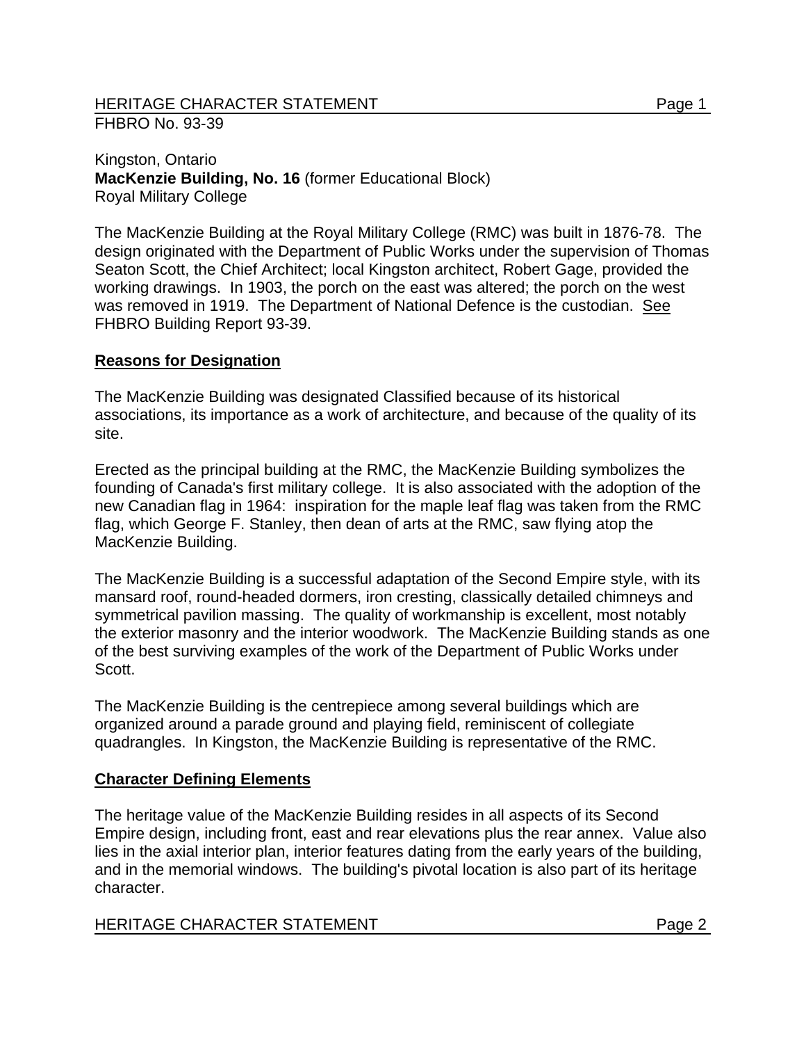FHBRO No. 93-39

Kingston, Ontario
**MacKenzie Building, No. 16** (former Educational Block)
Royal Military College

The MacKenzie Building at the Royal Military College (RMC) was built in 1876-78. The design originated with the Department of Public Works under the supervision of Thomas Seaton Scott, the Chief Architect; local Kingston architect, Robert Gage, provided the working drawings. In 1903, the porch on the east was altered; the porch on the west was removed in 1919. The Department of National Defence is the custodian. See FHBRO Building Report 93-39.

## Reasons for Designation

The MacKenzie Building was designated Classified because of its historical associations, its importance as a work of architecture, and because of the quality of its site.

Erected as the principal building at the RMC, the MacKenzie Building symbolizes the founding of Canada's first military college. It is also associated with the adoption of the new Canadian flag in 1964: inspiration for the maple leaf flag was taken from the RMC flag, which George F. Stanley, then dean of arts at the RMC, saw flying atop the MacKenzie Building.

The MacKenzie Building is a successful adaptation of the Second Empire style, with its mansard roof, round-headed dormers, iron cresting, classically detailed chimneys and symmetrical pavilion massing. The quality of workmanship is excellent, most notably the exterior masonry and the interior woodwork. The MacKenzie Building stands as one of the best surviving examples of the work of the Department of Public Works under Scott.

The MacKenzie Building is the centrepiece among several buildings which are organized around a parade ground and playing field, reminiscent of collegiate quadrangles. In Kingston, the MacKenzie Building is representative of the RMC.

## Character Defining Elements

The heritage value of the MacKenzie Building resides in all aspects of its Second Empire design, including front, east and rear elevations plus the rear annex. Value also lies in the axial interior plan, interior features dating from the early years of the building, and in the memorial windows. The building's pivotal location is also part of its heritage character.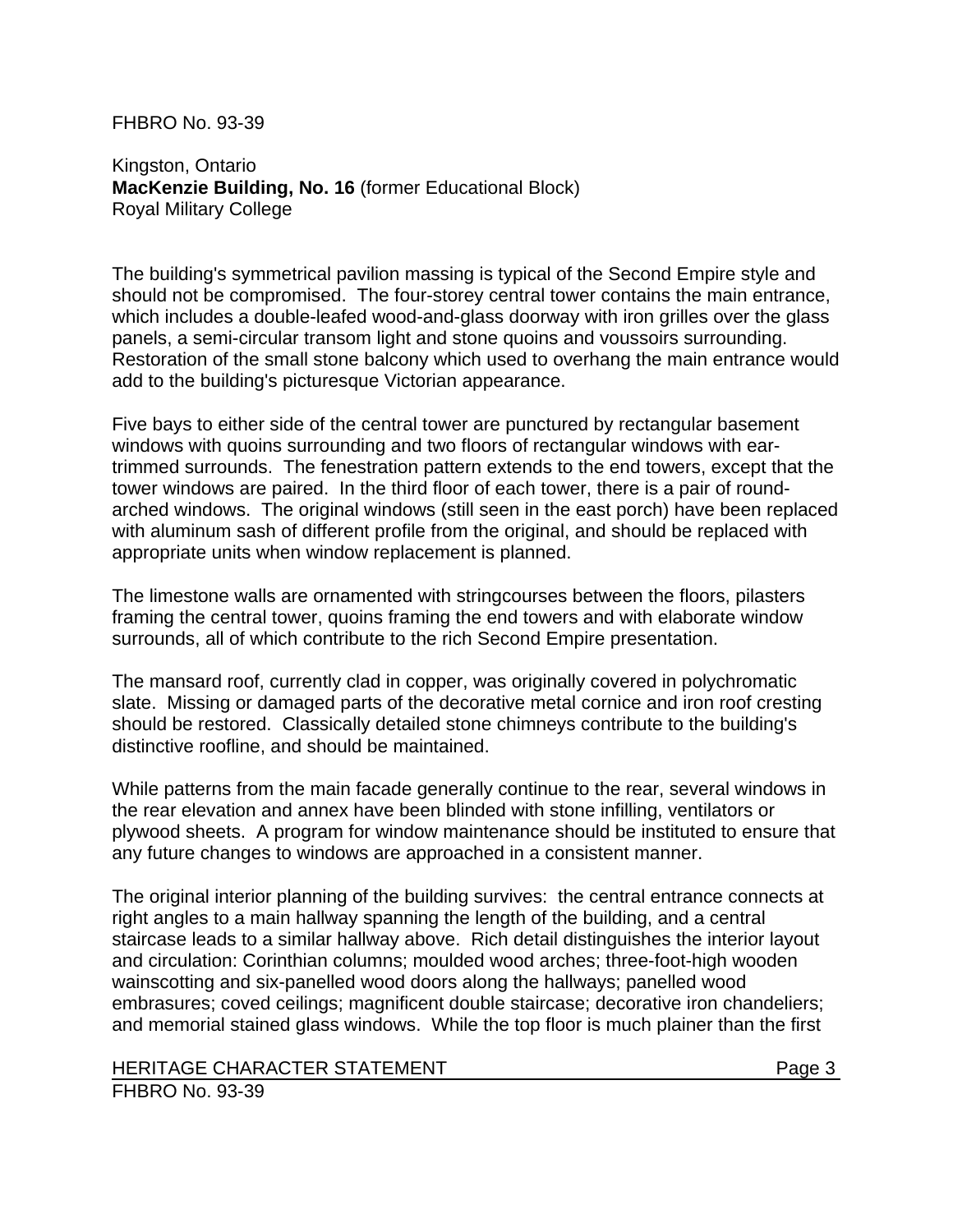FHBRO No. 93-39

Kingston, Ontario
**MacKenzie Building, No. 16** (former Educational Block)
Royal Military College

The building's symmetrical pavilion massing is typical of the Second Empire style and should not be compromised. The four-storey central tower contains the main entrance, which includes a double-leafed wood-and-glass doorway with iron grilles over the glass panels, a semi-circular transom light and stone quoins and voussoirs surrounding. Restoration of the small stone balcony which used to overhang the main entrance would add to the building's picturesque Victorian appearance.

Five bays to either side of the central tower are punctured by rectangular basement windows with quoins surrounding and two floors of rectangular windows with ear-trimmed surrounds. The fenestration pattern extends to the end towers, except that the tower windows are paired. In the third floor of each tower, there is a pair of round-arched windows. The original windows (still seen in the east porch) have been replaced with aluminum sash of different profile from the original, and should be replaced with appropriate units when window replacement is planned.

The limestone walls are ornamented with stringcourses between the floors, pilasters framing the central tower, quoins framing the end towers and with elaborate window surrounds, all of which contribute to the rich Second Empire presentation.

The mansard roof, currently clad in copper, was originally covered in polychromatic slate. Missing or damaged parts of the decorative metal cornice and iron roof cresting should be restored. Classically detailed stone chimneys contribute to the building's distinctive roofline, and should be maintained.

While patterns from the main facade generally continue to the rear, several windows in the rear elevation and annex have been blinded with stone infilling, ventilators or plywood sheets. A program for window maintenance should be instituted to ensure that any future changes to windows are approached in a consistent manner.

The original interior planning of the building survives: the central entrance connects at right angles to a main hallway spanning the length of the building, and a central staircase leads to a similar hallway above. Rich detail distinguishes the interior layout and circulation: Corinthian columns; moulded wood arches; three-foot-high wooden wainscotting and six-panelled wood doors along the hallways; panelled wood embrasures; coved ceilings; magnificent double staircase; decorative iron chandeliers; and memorial stained glass windows. While the top floor is much plainer than the first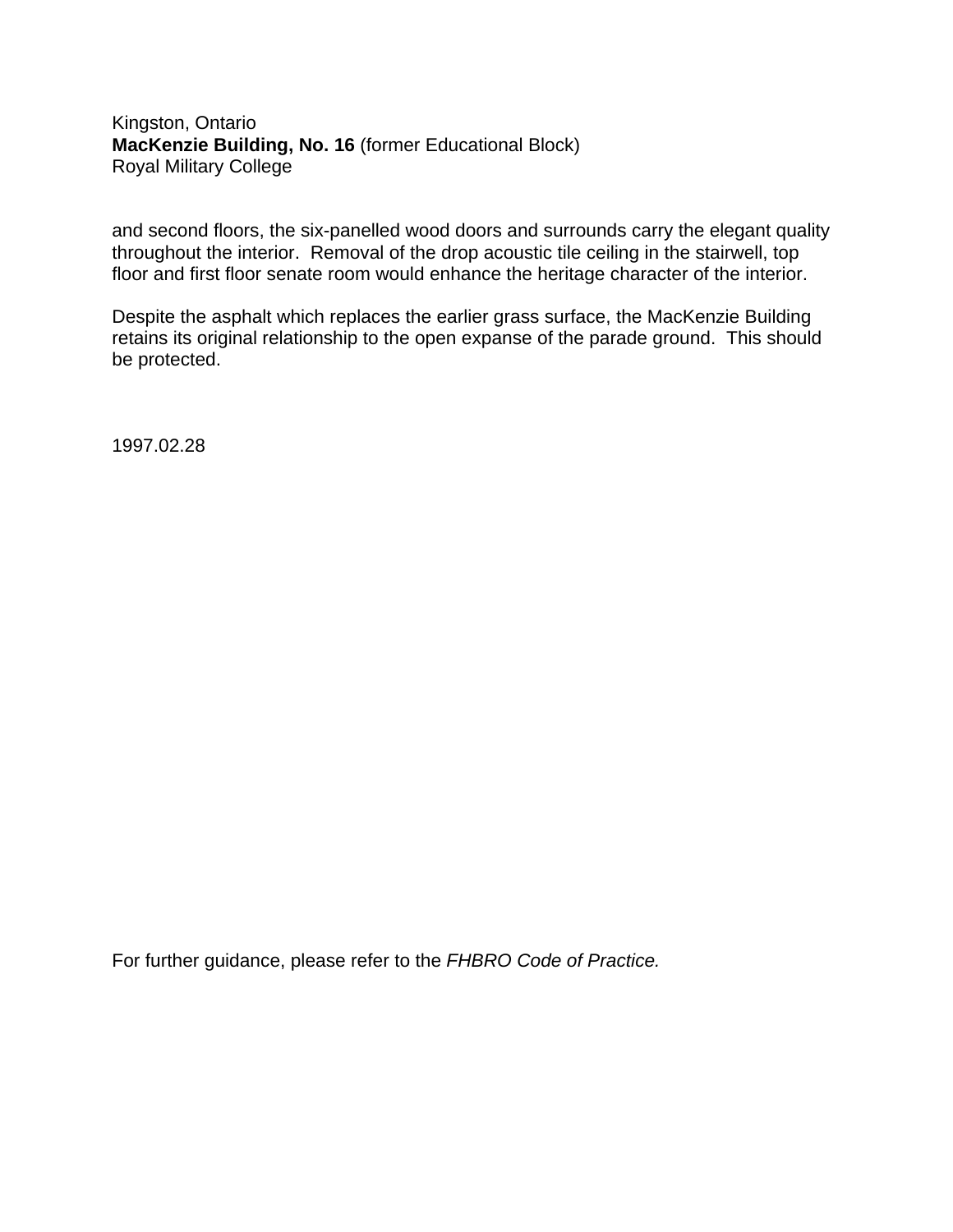and second floors, the six-panelled wood doors and surrounds carry the elegant quality throughout the interior. Removal of the drop acoustic tile ceiling in the stairwell, top floor and first floor senate room would enhance the heritage character of the interior.

Despite the asphalt which replaces the earlier grass surface, the MacKenzie Building retains its original relationship to the open expanse of the parade ground. This should be protected.

1997.02.28

For further guidance, please refer to the *FHBRO Code of Practice.*